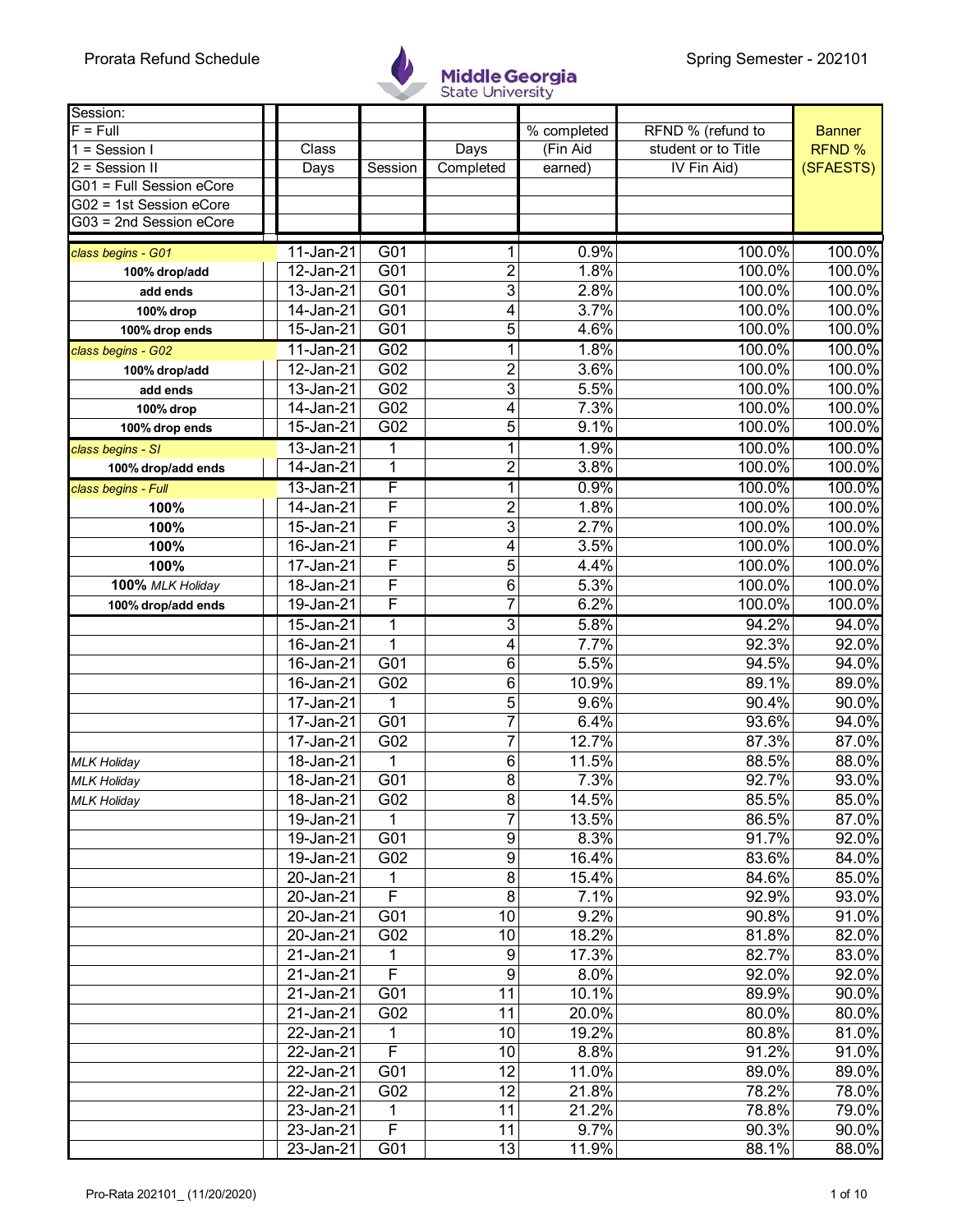Prorata Refund Schedule

**Middle Georgia State University**

Spring Semester - 202101

| Session: F = Full, 1 = Session I, 2 = Session II, G01 = Full Session eCore, G02 = 1st Session eCore, G03 = 2nd Session eCore | Class Days | Session | Days Completed | % completed (Fin Aid earned) | RFND % (refund to student or to Title IV Fin Aid) | Banner RFND % (SFAESTS) |
|---|---|---|---|---|---|---|
| *class begins - G01* | 11-Jan-21 | G01 | 1 | 0.9% | 100.0% | 100.0% |
| **100% drop/add** | 12-Jan-21 | G01 | 2 | 1.8% | 100.0% | 100.0% |
| **add ends** | 13-Jan-21 | G01 | 3 | 2.8% | 100.0% | 100.0% |
| **100% drop** | 14-Jan-21 | G01 | 4 | 3.7% | 100.0% | 100.0% |
| **100% drop ends** | 15-Jan-21 | G01 | 5 | 4.6% | 100.0% | 100.0% |
| *class begins - G02* | 11-Jan-21 | G02 | 1 | 1.8% | 100.0% | 100.0% |
| **100% drop/add** | 12-Jan-21 | G02 | 2 | 3.6% | 100.0% | 100.0% |
| **add ends** | 13-Jan-21 | G02 | 3 | 5.5% | 100.0% | 100.0% |
| **100% drop** | 14-Jan-21 | G02 | 4 | 7.3% | 100.0% | 100.0% |
| **100% drop ends** | 15-Jan-21 | G02 | 5 | 9.1% | 100.0% | 100.0% |
| *class begins - SI* | 13-Jan-21 | 1 | 1 | 1.9% | 100.0% | 100.0% |
| **100% drop/add ends** | 14-Jan-21 | 1 | 2 | 3.8% | 100.0% | 100.0% |
| *class begins - Full* | 13-Jan-21 | F | 1 | 0.9% | 100.0% | 100.0% |
| **100%** | 14-Jan-21 | F | 2 | 1.8% | 100.0% | 100.0% |
| **100%** | 15-Jan-21 | F | 3 | 2.7% | 100.0% | 100.0% |
| **100%** | 16-Jan-21 | F | 4 | 3.5% | 100.0% | 100.0% |
| **100%** | 17-Jan-21 | F | 5 | 4.4% | 100.0% | 100.0% |
| **100%** *MLK Holiday* | 18-Jan-21 | F | 6 | 5.3% | 100.0% | 100.0% |
| **100% drop/add ends** | 19-Jan-21 | F | 7 | 6.2% | 100.0% | 100.0% |
| | 15-Jan-21 | 1 | 3 | 5.8% | 94.2% | 94.0% |
| | 16-Jan-21 | 1 | 4 | 7.7% | 92.3% | 92.0% |
| | 16-Jan-21 | G01 | 6 | 5.5% | 94.5% | 94.0% |
| | 16-Jan-21 | G02 | 6 | 10.9% | 89.1% | 89.0% |
| | 17-Jan-21 | 1 | 5 | 9.6% | 90.4% | 90.0% |
| | 17-Jan-21 | G01 | 7 | 6.4% | 93.6% | 94.0% |
| | 17-Jan-21 | G02 | 7 | 12.7% | 87.3% | 87.0% |
| *MLK Holiday* | 18-Jan-21 | 1 | 6 | 11.5% | 88.5% | 88.0% |
| *MLK Holiday* | 18-Jan-21 | G01 | 8 | 7.3% | 92.7% | 93.0% |
| *MLK Holiday* | 18-Jan-21 | G02 | 8 | 14.5% | 85.5% | 85.0% |
| | 19-Jan-21 | 1 | 7 | 13.5% | 86.5% | 87.0% |
| | 19-Jan-21 | G01 | 9 | 8.3% | 91.7% | 92.0% |
| | 19-Jan-21 | G02 | 9 | 16.4% | 83.6% | 84.0% |
| | 20-Jan-21 | 1 | 8 | 15.4% | 84.6% | 85.0% |
| | 20-Jan-21 | F | 8 | 7.1% | 92.9% | 93.0% |
| | 20-Jan-21 | G01 | 10 | 9.2% | 90.8% | 91.0% |
| | 20-Jan-21 | G02 | 10 | 18.2% | 81.8% | 82.0% |
| | 21-Jan-21 | 1 | 9 | 17.3% | 82.7% | 83.0% |
| | 21-Jan-21 | F | 9 | 8.0% | 92.0% | 92.0% |
| | 21-Jan-21 | G01 | 11 | 10.1% | 89.9% | 90.0% |
| | 21-Jan-21 | G02 | 11 | 20.0% | 80.0% | 80.0% |
| | 22-Jan-21 | 1 | 10 | 19.2% | 80.8% | 81.0% |
| | 22-Jan-21 | F | 10 | 8.8% | 91.2% | 91.0% |
| | 22-Jan-21 | G01 | 12 | 11.0% | 89.0% | 89.0% |
| | 22-Jan-21 | G02 | 12 | 21.8% | 78.2% | 78.0% |
| | 23-Jan-21 | 1 | 11 | 21.2% | 78.8% | 79.0% |
| | 23-Jan-21 | F | 11 | 9.7% | 90.3% | 90.0% |
| | 23-Jan-21 | G01 | 13 | 11.9% | 88.1% | 88.0% |

Pro-Rata 202101_ (11/20/2020)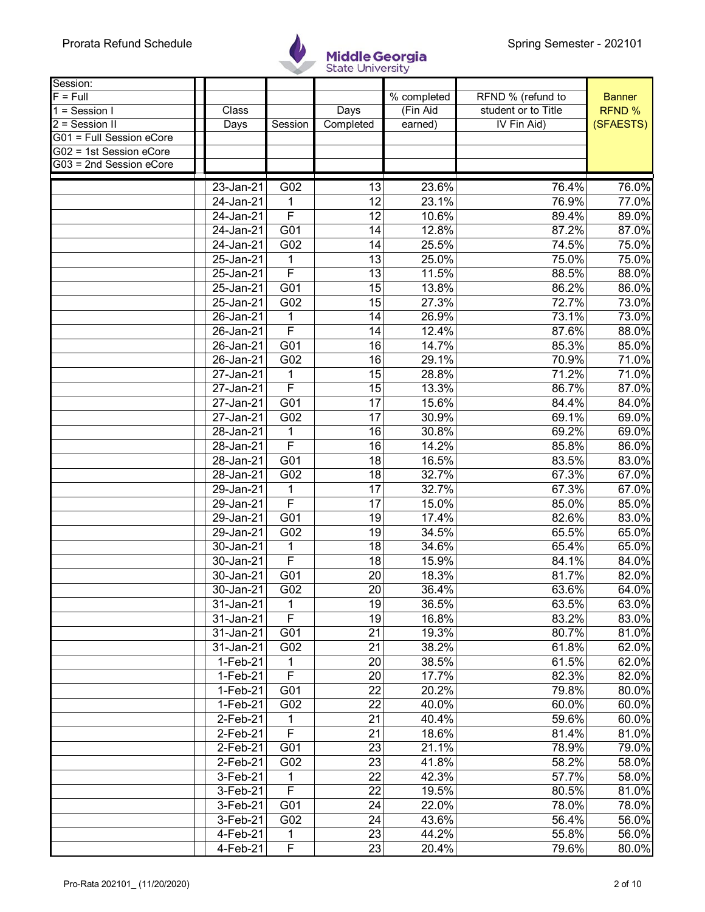| Session: | Class Days | Session | Days Completed | % completed (Fin Aid earned) | RFND % (refund to student or to Title IV Fin Aid) | Banner RFND % (SFAESTS) |
|---|---|---|---|---|---|---|
| F = Full | | | | | | |
| 1 = Session I | | | | | | |
| 2 = Session II | | | | | | |
| G01 = Full Session eCore | | | | | | |
| G02 = 1st Session eCore | | | | | | |
| G03 = 2nd Session eCore | | | | | | |
| | 23-Jan-21 | G02 | 13 | 23.6% | 76.4% | 76.0% |
| | 24-Jan-21 | 1 | 12 | 23.1% | 76.9% | 77.0% |
| | 24-Jan-21 | F | 12 | 10.6% | 89.4% | 89.0% |
| | 24-Jan-21 | G01 | 14 | 12.8% | 87.2% | 87.0% |
| | 24-Jan-21 | G02 | 14 | 25.5% | 74.5% | 75.0% |
| | 25-Jan-21 | 1 | 13 | 25.0% | 75.0% | 75.0% |
| | 25-Jan-21 | F | 13 | 11.5% | 88.5% | 88.0% |
| | 25-Jan-21 | G01 | 15 | 13.8% | 86.2% | 86.0% |
| | 25-Jan-21 | G02 | 15 | 27.3% | 72.7% | 73.0% |
| | 26-Jan-21 | 1 | 14 | 26.9% | 73.1% | 73.0% |
| | 26-Jan-21 | F | 14 | 12.4% | 87.6% | 88.0% |
| | 26-Jan-21 | G01 | 16 | 14.7% | 85.3% | 85.0% |
| | 26-Jan-21 | G02 | 16 | 29.1% | 70.9% | 71.0% |
| | 27-Jan-21 | 1 | 15 | 28.8% | 71.2% | 71.0% |
| | 27-Jan-21 | F | 15 | 13.3% | 86.7% | 87.0% |
| | 27-Jan-21 | G01 | 17 | 15.6% | 84.4% | 84.0% |
| | 27-Jan-21 | G02 | 17 | 30.9% | 69.1% | 69.0% |
| | 28-Jan-21 | 1 | 16 | 30.8% | 69.2% | 69.0% |
| | 28-Jan-21 | F | 16 | 14.2% | 85.8% | 86.0% |
| | 28-Jan-21 | G01 | 18 | 16.5% | 83.5% | 83.0% |
| | 28-Jan-21 | G02 | 18 | 32.7% | 67.3% | 67.0% |
| | 29-Jan-21 | 1 | 17 | 32.7% | 67.3% | 67.0% |
| | 29-Jan-21 | F | 17 | 15.0% | 85.0% | 85.0% |
| | 29-Jan-21 | G01 | 19 | 17.4% | 82.6% | 83.0% |
| | 29-Jan-21 | G02 | 19 | 34.5% | 65.5% | 65.0% |
| | 30-Jan-21 | 1 | 18 | 34.6% | 65.4% | 65.0% |
| | 30-Jan-21 | F | 18 | 15.9% | 84.1% | 84.0% |
| | 30-Jan-21 | G01 | 20 | 18.3% | 81.7% | 82.0% |
| | 30-Jan-21 | G02 | 20 | 36.4% | 63.6% | 64.0% |
| | 31-Jan-21 | 1 | 19 | 36.5% | 63.5% | 63.0% |
| | 31-Jan-21 | F | 19 | 16.8% | 83.2% | 83.0% |
| | 31-Jan-21 | G01 | 21 | 19.3% | 80.7% | 81.0% |
| | 31-Jan-21 | G02 | 21 | 38.2% | 61.8% | 62.0% |
| | 1-Feb-21 | 1 | 20 | 38.5% | 61.5% | 62.0% |
| | 1-Feb-21 | F | 20 | 17.7% | 82.3% | 82.0% |
| | 1-Feb-21 | G01 | 22 | 20.2% | 79.8% | 80.0% |
| | 1-Feb-21 | G02 | 22 | 40.0% | 60.0% | 60.0% |
| | 2-Feb-21 | 1 | 21 | 40.4% | 59.6% | 60.0% |
| | 2-Feb-21 | F | 21 | 18.6% | 81.4% | 81.0% |
| | 2-Feb-21 | G01 | 23 | 21.1% | 78.9% | 79.0% |
| | 2-Feb-21 | G02 | 23 | 41.8% | 58.2% | 58.0% |
| | 3-Feb-21 | 1 | 22 | 42.3% | 57.7% | 58.0% |
| | 3-Feb-21 | F | 22 | 19.5% | 80.5% | 81.0% |
| | 3-Feb-21 | G01 | 24 | 22.0% | 78.0% | 78.0% |
| | 3-Feb-21 | G02 | 24 | 43.6% | 56.4% | 56.0% |
| | 4-Feb-21 | 1 | 23 | 44.2% | 55.8% | 56.0% |
| | 4-Feb-21 | F | 23 | 20.4% | 79.6% | 80.0% |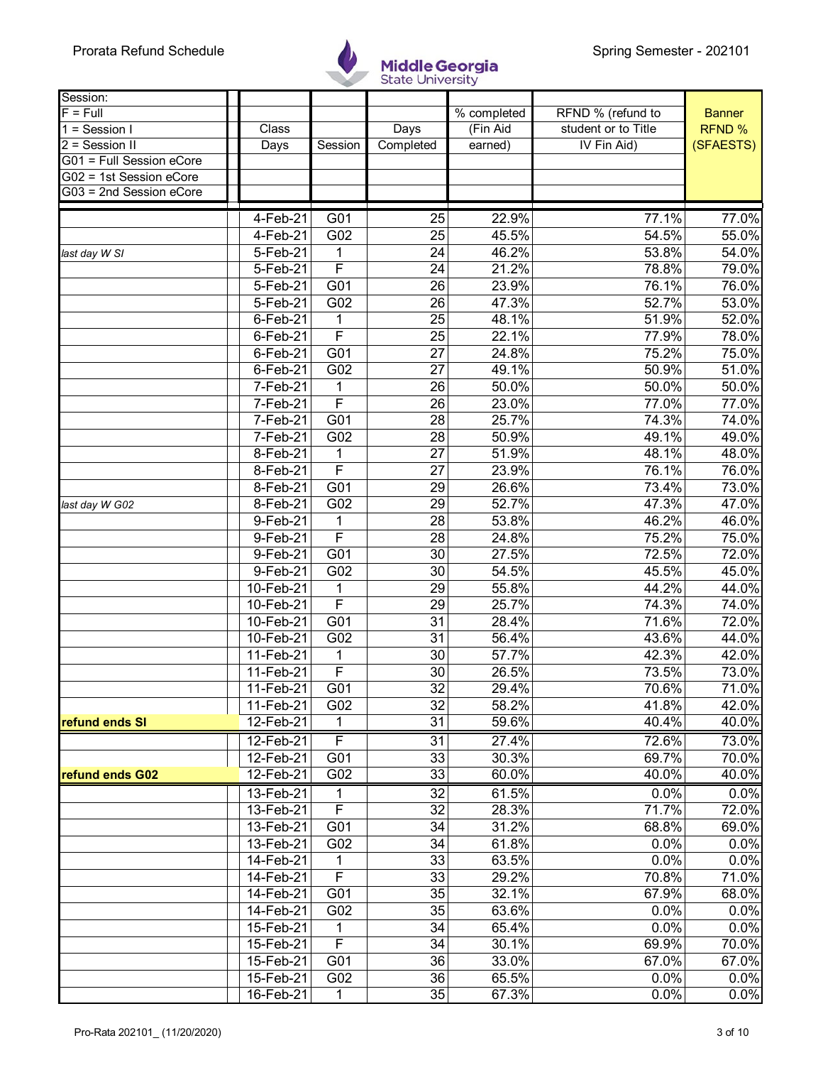Prorata Refund Schedule

Spring Semester - 202101

| Session: F = Full, 1 = Session I, 2 = Session II, G01 = Full Session eCore, G02 = 1st Session eCore, G03 = 2nd Session eCore | Class Days | Session | Days Completed | % completed (Fin Aid earned) | RFND % (refund to student or to Title IV Fin Aid) | Banner RFND % (SFAESTS) |
|---|---|---|---|---|---|---|
| | 4-Feb-21 | G01 | 25 | 22.9% | 77.1% | 77.0% |
| | 4-Feb-21 | G02 | 25 | 45.5% | 54.5% | 55.0% |
| *last day W SI* | 5-Feb-21 | 1 | 24 | 46.2% | 53.8% | 54.0% |
| | 5-Feb-21 | F | 24 | 21.2% | 78.8% | 79.0% |
| | 5-Feb-21 | G01 | 26 | 23.9% | 76.1% | 76.0% |
| | 5-Feb-21 | G02 | 26 | 47.3% | 52.7% | 53.0% |
| | 6-Feb-21 | 1 | 25 | 48.1% | 51.9% | 52.0% |
| | 6-Feb-21 | F | 25 | 22.1% | 77.9% | 78.0% |
| | 6-Feb-21 | G01 | 27 | 24.8% | 75.2% | 75.0% |
| | 6-Feb-21 | G02 | 27 | 49.1% | 50.9% | 51.0% |
| | 7-Feb-21 | 1 | 26 | 50.0% | 50.0% | 50.0% |
| | 7-Feb-21 | F | 26 | 23.0% | 77.0% | 77.0% |
| | 7-Feb-21 | G01 | 28 | 25.7% | 74.3% | 74.0% |
| | 7-Feb-21 | G02 | 28 | 50.9% | 49.1% | 49.0% |
| | 8-Feb-21 | 1 | 27 | 51.9% | 48.1% | 48.0% |
| | 8-Feb-21 | F | 27 | 23.9% | 76.1% | 76.0% |
| | 8-Feb-21 | G01 | 29 | 26.6% | 73.4% | 73.0% |
| *last day W G02* | 8-Feb-21 | G02 | 29 | 52.7% | 47.3% | 47.0% |
| | 9-Feb-21 | 1 | 28 | 53.8% | 46.2% | 46.0% |
| | 9-Feb-21 | F | 28 | 24.8% | 75.2% | 75.0% |
| | 9-Feb-21 | G01 | 30 | 27.5% | 72.5% | 72.0% |
| | 9-Feb-21 | G02 | 30 | 54.5% | 45.5% | 45.0% |
| | 10-Feb-21 | 1 | 29 | 55.8% | 44.2% | 44.0% |
| | 10-Feb-21 | F | 29 | 25.7% | 74.3% | 74.0% |
| | 10-Feb-21 | G01 | 31 | 28.4% | 71.6% | 72.0% |
| | 10-Feb-21 | G02 | 31 | 56.4% | 43.6% | 44.0% |
| | 11-Feb-21 | 1 | 30 | 57.7% | 42.3% | 42.0% |
| | 11-Feb-21 | F | 30 | 26.5% | 73.5% | 73.0% |
| | 11-Feb-21 | G01 | 32 | 29.4% | 70.6% | 71.0% |
| | 11-Feb-21 | G02 | 32 | 58.2% | 41.8% | 42.0% |
| **refund ends SI** | 12-Feb-21 | 1 | 31 | 59.6% | 40.4% | 40.0% |
| | 12-Feb-21 | F | 31 | 27.4% | 72.6% | 73.0% |
| | 12-Feb-21 | G01 | 33 | 30.3% | 69.7% | 70.0% |
| **refund ends G02** | 12-Feb-21 | G02 | 33 | 60.0% | 40.0% | 40.0% |
| | 13-Feb-21 | 1 | 32 | 61.5% | 0.0% | 0.0% |
| | 13-Feb-21 | F | 32 | 28.3% | 71.7% | 72.0% |
| | 13-Feb-21 | G01 | 34 | 31.2% | 68.8% | 69.0% |
| | 13-Feb-21 | G02 | 34 | 61.8% | 0.0% | 0.0% |
| | 14-Feb-21 | 1 | 33 | 63.5% | 0.0% | 0.0% |
| | 14-Feb-21 | F | 33 | 29.2% | 70.8% | 71.0% |
| | 14-Feb-21 | G01 | 35 | 32.1% | 67.9% | 68.0% |
| | 14-Feb-21 | G02 | 35 | 63.6% | 0.0% | 0.0% |
| | 15-Feb-21 | 1 | 34 | 65.4% | 0.0% | 0.0% |
| | 15-Feb-21 | F | 34 | 30.1% | 69.9% | 70.0% |
| | 15-Feb-21 | G01 | 36 | 33.0% | 67.0% | 67.0% |
| | 15-Feb-21 | G02 | 36 | 65.5% | 0.0% | 0.0% |
| | 16-Feb-21 | 1 | 35 | 67.3% | 0.0% | 0.0% |

Pro-Rata 202101_ (11/20/2020)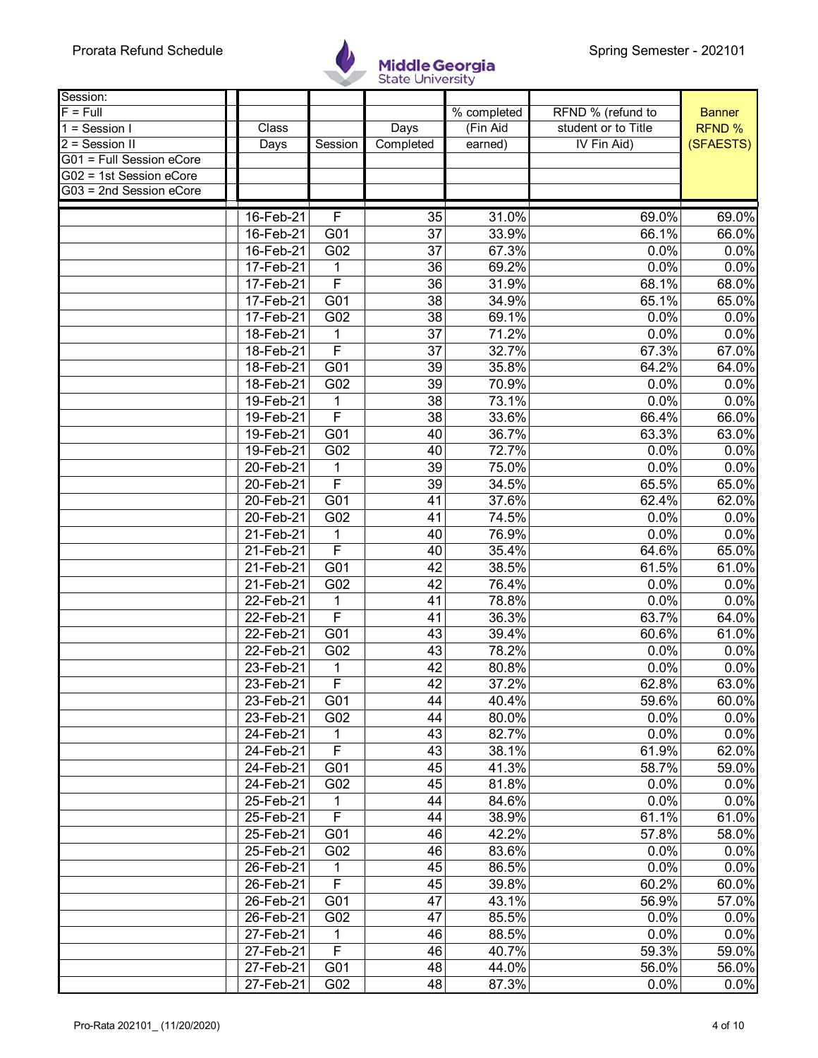Prorata Refund Schedule

Spring Semester - 202101

| Session:<br>F = Full<br>1 = Session I<br>2 = Session II<br>G01 = Full Session eCore<br>G02 = 1st Session eCore<br>G03 = 2nd Session eCore | Class Days | Session | Days Completed | % completed (Fin Aid earned) | RFND % (refund to student or to Title IV Fin Aid) | Banner RFND % (SFAESTS) |
|---|---|---|---|---|---|---|
| | 16-Feb-21 | F | 35 | 31.0% | 69.0% | 69.0% |
| | 16-Feb-21 | G01 | 37 | 33.9% | 66.1% | 66.0% |
| | 16-Feb-21 | G02 | 37 | 67.3% | 0.0% | 0.0% |
| | 17-Feb-21 | 1 | 36 | 69.2% | 0.0% | 0.0% |
| | 17-Feb-21 | F | 36 | 31.9% | 68.1% | 68.0% |
| | 17-Feb-21 | G01 | 38 | 34.9% | 65.1% | 65.0% |
| | 17-Feb-21 | G02 | 38 | 69.1% | 0.0% | 0.0% |
| | 18-Feb-21 | 1 | 37 | 71.2% | 0.0% | 0.0% |
| | 18-Feb-21 | F | 37 | 32.7% | 67.3% | 67.0% |
| | 18-Feb-21 | G01 | 39 | 35.8% | 64.2% | 64.0% |
| | 18-Feb-21 | G02 | 39 | 70.9% | 0.0% | 0.0% |
| | 19-Feb-21 | 1 | 38 | 73.1% | 0.0% | 0.0% |
| | 19-Feb-21 | F | 38 | 33.6% | 66.4% | 66.0% |
| | 19-Feb-21 | G01 | 40 | 36.7% | 63.3% | 63.0% |
| | 19-Feb-21 | G02 | 40 | 72.7% | 0.0% | 0.0% |
| | 20-Feb-21 | 1 | 39 | 75.0% | 0.0% | 0.0% |
| | 20-Feb-21 | F | 39 | 34.5% | 65.5% | 65.0% |
| | 20-Feb-21 | G01 | 41 | 37.6% | 62.4% | 62.0% |
| | 20-Feb-21 | G02 | 41 | 74.5% | 0.0% | 0.0% |
| | 21-Feb-21 | 1 | 40 | 76.9% | 0.0% | 0.0% |
| | 21-Feb-21 | F | 40 | 35.4% | 64.6% | 65.0% |
| | 21-Feb-21 | G01 | 42 | 38.5% | 61.5% | 61.0% |
| | 21-Feb-21 | G02 | 42 | 76.4% | 0.0% | 0.0% |
| | 22-Feb-21 | 1 | 41 | 78.8% | 0.0% | 0.0% |
| | 22-Feb-21 | F | 41 | 36.3% | 63.7% | 64.0% |
| | 22-Feb-21 | G01 | 43 | 39.4% | 60.6% | 61.0% |
| | 22-Feb-21 | G02 | 43 | 78.2% | 0.0% | 0.0% |
| | 23-Feb-21 | 1 | 42 | 80.8% | 0.0% | 0.0% |
| | 23-Feb-21 | F | 42 | 37.2% | 62.8% | 63.0% |
| | 23-Feb-21 | G01 | 44 | 40.4% | 59.6% | 60.0% |
| | 23-Feb-21 | G02 | 44 | 80.0% | 0.0% | 0.0% |
| | 24-Feb-21 | 1 | 43 | 82.7% | 0.0% | 0.0% |
| | 24-Feb-21 | F | 43 | 38.1% | 61.9% | 62.0% |
| | 24-Feb-21 | G01 | 45 | 41.3% | 58.7% | 59.0% |
| | 24-Feb-21 | G02 | 45 | 81.8% | 0.0% | 0.0% |
| | 25-Feb-21 | 1 | 44 | 84.6% | 0.0% | 0.0% |
| | 25-Feb-21 | F | 44 | 38.9% | 61.1% | 61.0% |
| | 25-Feb-21 | G01 | 46 | 42.2% | 57.8% | 58.0% |
| | 25-Feb-21 | G02 | 46 | 83.6% | 0.0% | 0.0% |
| | 26-Feb-21 | 1 | 45 | 86.5% | 0.0% | 0.0% |
| | 26-Feb-21 | F | 45 | 39.8% | 60.2% | 60.0% |
| | 26-Feb-21 | G01 | 47 | 43.1% | 56.9% | 57.0% |
| | 26-Feb-21 | G02 | 47 | 85.5% | 0.0% | 0.0% |
| | 27-Feb-21 | 1 | 46 | 88.5% | 0.0% | 0.0% |
| | 27-Feb-21 | F | 46 | 40.7% | 59.3% | 59.0% |
| | 27-Feb-21 | G01 | 48 | 44.0% | 56.0% | 56.0% |
| | 27-Feb-21 | G02 | 48 | 87.3% | 0.0% | 0.0% |

Pro-Rata 202101_ (11/20/2020)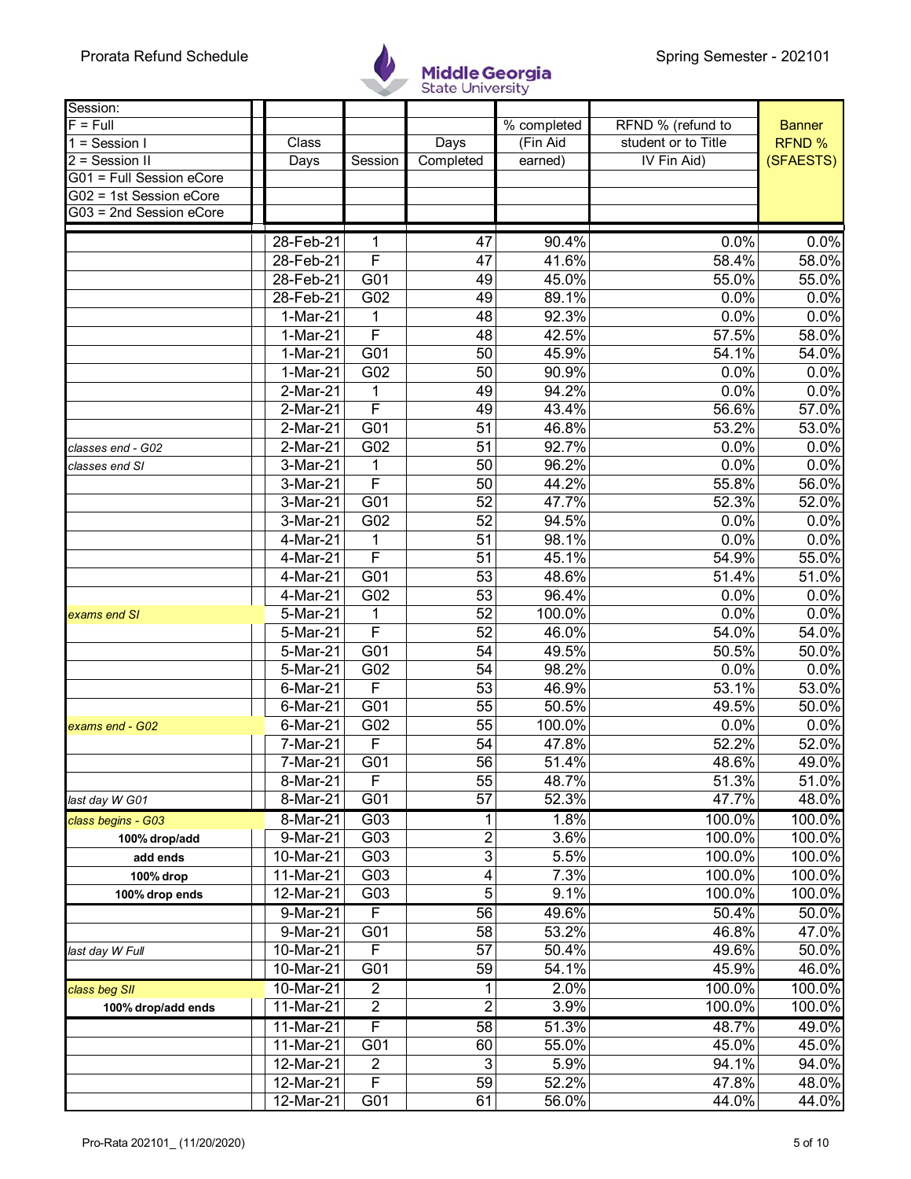Prorata Refund Schedule

**Middle Georgia State University**

Spring Semester - 202101

| Session:<br>F = Full<br>1 = Session I<br>2 = Session II<br>G01 = Full Session eCore<br>G02 = 1st Session eCore<br>G03 = 2nd Session eCore | Class Days | Session | Days Completed | % completed (Fin Aid earned) | RFND % (refund to student or to Title IV Fin Aid) | Banner RFND % (SFAESTS) |
|---|---|---|---|---|---|---|
| | 28-Feb-21 | 1 | 47 | 90.4% | 0.0% | 0.0% |
| | 28-Feb-21 | F | 47 | 41.6% | 58.4% | 58.0% |
| | 28-Feb-21 | G01 | 49 | 45.0% | 55.0% | 55.0% |
| | 28-Feb-21 | G02 | 49 | 89.1% | 0.0% | 0.0% |
| | 1-Mar-21 | 1 | 48 | 92.3% | 0.0% | 0.0% |
| | 1-Mar-21 | F | 48 | 42.5% | 57.5% | 58.0% |
| | 1-Mar-21 | G01 | 50 | 45.9% | 54.1% | 54.0% |
| | 1-Mar-21 | G02 | 50 | 90.9% | 0.0% | 0.0% |
| | 2-Mar-21 | 1 | 49 | 94.2% | 0.0% | 0.0% |
| | 2-Mar-21 | F | 49 | 43.4% | 56.6% | 57.0% |
| | 2-Mar-21 | G01 | 51 | 46.8% | 53.2% | 53.0% |
| *classes end - G02* | 2-Mar-21 | G02 | 51 | 92.7% | 0.0% | 0.0% |
| *classes end SI* | 3-Mar-21 | 1 | 50 | 96.2% | 0.0% | 0.0% |
| | 3-Mar-21 | F | 50 | 44.2% | 55.8% | 56.0% |
| | 3-Mar-21 | G01 | 52 | 47.7% | 52.3% | 52.0% |
| | 3-Mar-21 | G02 | 52 | 94.5% | 0.0% | 0.0% |
| | 4-Mar-21 | 1 | 51 | 98.1% | 0.0% | 0.0% |
| | 4-Mar-21 | F | 51 | 45.1% | 54.9% | 55.0% |
| | 4-Mar-21 | G01 | 53 | 48.6% | 51.4% | 51.0% |
| | 4-Mar-21 | G02 | 53 | 96.4% | 0.0% | 0.0% |
| *exams end SI* | 5-Mar-21 | 1 | 52 | 100.0% | 0.0% | 0.0% |
| | 5-Mar-21 | F | 52 | 46.0% | 54.0% | 54.0% |
| | 5-Mar-21 | G01 | 54 | 49.5% | 50.5% | 50.0% |
| | 5-Mar-21 | G02 | 54 | 98.2% | 0.0% | 0.0% |
| | 6-Mar-21 | F | 53 | 46.9% | 53.1% | 53.0% |
| | 6-Mar-21 | G01 | 55 | 50.5% | 49.5% | 50.0% |
| *exams end - G02* | 6-Mar-21 | G02 | 55 | 100.0% | 0.0% | 0.0% |
| | 7-Mar-21 | F | 54 | 47.8% | 52.2% | 52.0% |
| | 7-Mar-21 | G01 | 56 | 51.4% | 48.6% | 49.0% |
| | 8-Mar-21 | F | 55 | 48.7% | 51.3% | 51.0% |
| *last day W G01* | 8-Mar-21 | G01 | 57 | 52.3% | 47.7% | 48.0% |
| *class begins - G03* | 8-Mar-21 | G03 | 1 | 1.8% | 100.0% | 100.0% |
| **100% drop/add** | 9-Mar-21 | G03 | 2 | 3.6% | 100.0% | 100.0% |
| **add ends** | 10-Mar-21 | G03 | 3 | 5.5% | 100.0% | 100.0% |
| **100% drop** | 11-Mar-21 | G03 | 4 | 7.3% | 100.0% | 100.0% |
| **100% drop ends** | 12-Mar-21 | G03 | 5 | 9.1% | 100.0% | 100.0% |
| | 9-Mar-21 | F | 56 | 49.6% | 50.4% | 50.0% |
| | 9-Mar-21 | G01 | 58 | 53.2% | 46.8% | 47.0% |
| *last day W Full* | 10-Mar-21 | F | 57 | 50.4% | 49.6% | 50.0% |
| | 10-Mar-21 | G01 | 59 | 54.1% | 45.9% | 46.0% |
| *class beg SII* | 10-Mar-21 | 2 | 1 | 2.0% | 100.0% | 100.0% |
| **100% drop/add ends** | 11-Mar-21 | 2 | 2 | 3.9% | 100.0% | 100.0% |
| | 11-Mar-21 | F | 58 | 51.3% | 48.7% | 49.0% |
| | 11-Mar-21 | G01 | 60 | 55.0% | 45.0% | 45.0% |
| | 12-Mar-21 | 2 | 3 | 5.9% | 94.1% | 94.0% |
| | 12-Mar-21 | F | 59 | 52.2% | 47.8% | 48.0% |
| | 12-Mar-21 | G01 | 61 | 56.0% | 44.0% | 44.0% |

Pro-Rata 202101_ (11/20/2020)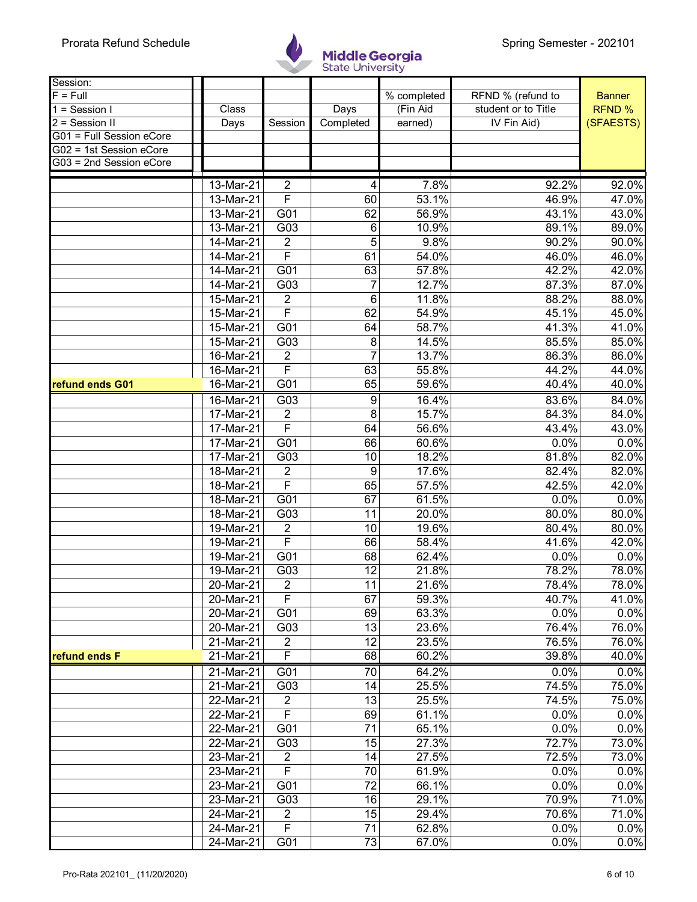Prorata Refund Schedule

Middle Georgia State University

Spring Semester - 202101

| Session:<br>F = Full<br>1 = Session I<br>2 = Session II<br>G01 = Full Session eCore<br>G02 = 1st Session eCore<br>G03 = 2nd Session eCore | Class Days | Session | Days Completed | % completed (Fin Aid earned) | RFND % (refund to student or to Title IV Fin Aid) | Banner RFND % (SFAESTS) |
|---|---|---|---|---|---|---|
| | 13-Mar-21 | 2 | 4 | 7.8% | 92.2% | 92.0% |
| | 13-Mar-21 | F | 60 | 53.1% | 46.9% | 47.0% |
| | 13-Mar-21 | G01 | 62 | 56.9% | 43.1% | 43.0% |
| | 13-Mar-21 | G03 | 6 | 10.9% | 89.1% | 89.0% |
| | 14-Mar-21 | 2 | 5 | 9.8% | 90.2% | 90.0% |
| | 14-Mar-21 | F | 61 | 54.0% | 46.0% | 46.0% |
| | 14-Mar-21 | G01 | 63 | 57.8% | 42.2% | 42.0% |
| | 14-Mar-21 | G03 | 7 | 12.7% | 87.3% | 87.0% |
| | 15-Mar-21 | 2 | 6 | 11.8% | 88.2% | 88.0% |
| | 15-Mar-21 | F | 62 | 54.9% | 45.1% | 45.0% |
| | 15-Mar-21 | G01 | 64 | 58.7% | 41.3% | 41.0% |
| | 15-Mar-21 | G03 | 8 | 14.5% | 85.5% | 85.0% |
| | 16-Mar-21 | 2 | 7 | 13.7% | 86.3% | 86.0% |
| | 16-Mar-21 | F | 63 | 55.8% | 44.2% | 44.0% |
| **refund ends G01** | 16-Mar-21 | G01 | 65 | 59.6% | 40.4% | 40.0% |
| | 16-Mar-21 | G03 | 9 | 16.4% | 83.6% | 84.0% |
| | 17-Mar-21 | 2 | 8 | 15.7% | 84.3% | 84.0% |
| | 17-Mar-21 | F | 64 | 56.6% | 43.4% | 43.0% |
| | 17-Mar-21 | G01 | 66 | 60.6% | 0.0% | 0.0% |
| | 17-Mar-21 | G03 | 10 | 18.2% | 81.8% | 82.0% |
| | 18-Mar-21 | 2 | 9 | 17.6% | 82.4% | 82.0% |
| | 18-Mar-21 | F | 65 | 57.5% | 42.5% | 42.0% |
| | 18-Mar-21 | G01 | 67 | 61.5% | 0.0% | 0.0% |
| | 18-Mar-21 | G03 | 11 | 20.0% | 80.0% | 80.0% |
| | 19-Mar-21 | 2 | 10 | 19.6% | 80.4% | 80.0% |
| | 19-Mar-21 | F | 66 | 58.4% | 41.6% | 42.0% |
| | 19-Mar-21 | G01 | 68 | 62.4% | 0.0% | 0.0% |
| | 19-Mar-21 | G03 | 12 | 21.8% | 78.2% | 78.0% |
| | 20-Mar-21 | 2 | 11 | 21.6% | 78.4% | 78.0% |
| | 20-Mar-21 | F | 67 | 59.3% | 40.7% | 41.0% |
| | 20-Mar-21 | G01 | 69 | 63.3% | 0.0% | 0.0% |
| | 20-Mar-21 | G03 | 13 | 23.6% | 76.4% | 76.0% |
| | 21-Mar-21 | 2 | 12 | 23.5% | 76.5% | 76.0% |
| **refund ends F** | 21-Mar-21 | F | 68 | 60.2% | 39.8% | 40.0% |
| | 21-Mar-21 | G01 | 70 | 64.2% | 0.0% | 0.0% |
| | 21-Mar-21 | G03 | 14 | 25.5% | 74.5% | 75.0% |
| | 22-Mar-21 | 2 | 13 | 25.5% | 74.5% | 75.0% |
| | 22-Mar-21 | F | 69 | 61.1% | 0.0% | 0.0% |
| | 22-Mar-21 | G01 | 71 | 65.1% | 0.0% | 0.0% |
| | 22-Mar-21 | G03 | 15 | 27.3% | 72.7% | 73.0% |
| | 23-Mar-21 | 2 | 14 | 27.5% | 72.5% | 73.0% |
| | 23-Mar-21 | F | 70 | 61.9% | 0.0% | 0.0% |
| | 23-Mar-21 | G01 | 72 | 66.1% | 0.0% | 0.0% |
| | 23-Mar-21 | G03 | 16 | 29.1% | 70.9% | 71.0% |
| | 24-Mar-21 | 2 | 15 | 29.4% | 70.6% | 71.0% |
| | 24-Mar-21 | F | 71 | 62.8% | 0.0% | 0.0% |
| | 24-Mar-21 | G01 | 73 | 67.0% | 0.0% | 0.0% |

Pro-Rata 202101_ (11/20/2020)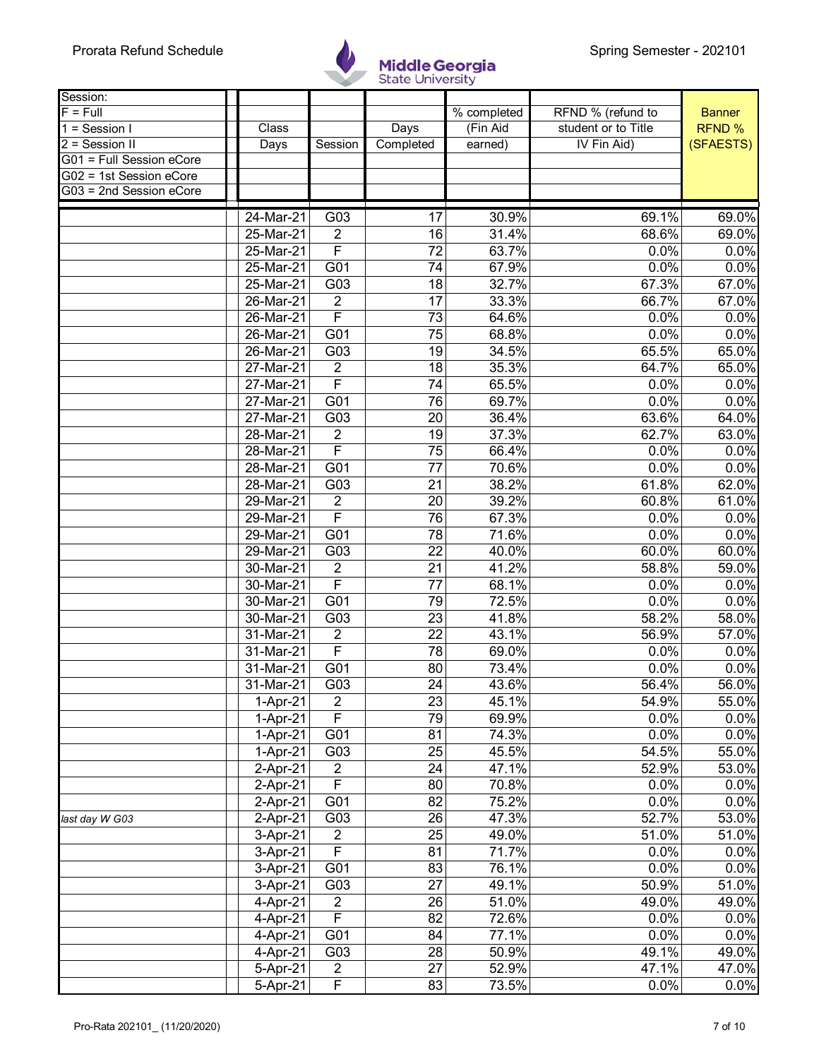Prorata Refund Schedule

Middle Georgia State University

Spring Semester - 202101

| Session:<br>F = Full<br>1 = Session I<br>2 = Session II<br>G01 = Full Session eCore<br>G02 = 1st Session eCore<br>G03 = 2nd Session eCore | Class Days | Session | Days Completed | % completed (Fin Aid earned) | RFND % (refund to student or to Title IV Fin Aid) | Banner RFND % (SFAESTS) |
|---|---|---|---|---|---|---|
| | 24-Mar-21 | G03 | 17 | 30.9% | 69.1% | 69.0% |
| | 25-Mar-21 | 2 | 16 | 31.4% | 68.6% | 69.0% |
| | 25-Mar-21 | F | 72 | 63.7% | 0.0% | 0.0% |
| | 25-Mar-21 | G01 | 74 | 67.9% | 0.0% | 0.0% |
| | 25-Mar-21 | G03 | 18 | 32.7% | 67.3% | 67.0% |
| | 26-Mar-21 | 2 | 17 | 33.3% | 66.7% | 67.0% |
| | 26-Mar-21 | F | 73 | 64.6% | 0.0% | 0.0% |
| | 26-Mar-21 | G01 | 75 | 68.8% | 0.0% | 0.0% |
| | 26-Mar-21 | G03 | 19 | 34.5% | 65.5% | 65.0% |
| | 27-Mar-21 | 2 | 18 | 35.3% | 64.7% | 65.0% |
| | 27-Mar-21 | F | 74 | 65.5% | 0.0% | 0.0% |
| | 27-Mar-21 | G01 | 76 | 69.7% | 0.0% | 0.0% |
| | 27-Mar-21 | G03 | 20 | 36.4% | 63.6% | 64.0% |
| | 28-Mar-21 | 2 | 19 | 37.3% | 62.7% | 63.0% |
| | 28-Mar-21 | F | 75 | 66.4% | 0.0% | 0.0% |
| | 28-Mar-21 | G01 | 77 | 70.6% | 0.0% | 0.0% |
| | 28-Mar-21 | G03 | 21 | 38.2% | 61.8% | 62.0% |
| | 29-Mar-21 | 2 | 20 | 39.2% | 60.8% | 61.0% |
| | 29-Mar-21 | F | 76 | 67.3% | 0.0% | 0.0% |
| | 29-Mar-21 | G01 | 78 | 71.6% | 0.0% | 0.0% |
| | 29-Mar-21 | G03 | 22 | 40.0% | 60.0% | 60.0% |
| | 30-Mar-21 | 2 | 21 | 41.2% | 58.8% | 59.0% |
| | 30-Mar-21 | F | 77 | 68.1% | 0.0% | 0.0% |
| | 30-Mar-21 | G01 | 79 | 72.5% | 0.0% | 0.0% |
| | 30-Mar-21 | G03 | 23 | 41.8% | 58.2% | 58.0% |
| | 31-Mar-21 | 2 | 22 | 43.1% | 56.9% | 57.0% |
| | 31-Mar-21 | F | 78 | 69.0% | 0.0% | 0.0% |
| | 31-Mar-21 | G01 | 80 | 73.4% | 0.0% | 0.0% |
| | 31-Mar-21 | G03 | 24 | 43.6% | 56.4% | 56.0% |
| | 1-Apr-21 | 2 | 23 | 45.1% | 54.9% | 55.0% |
| | 1-Apr-21 | F | 79 | 69.9% | 0.0% | 0.0% |
| | 1-Apr-21 | G01 | 81 | 74.3% | 0.0% | 0.0% |
| | 1-Apr-21 | G03 | 25 | 45.5% | 54.5% | 55.0% |
| | 2-Apr-21 | 2 | 24 | 47.1% | 52.9% | 53.0% |
| | 2-Apr-21 | F | 80 | 70.8% | 0.0% | 0.0% |
| | 2-Apr-21 | G01 | 82 | 75.2% | 0.0% | 0.0% |
| *last day W G03* | 2-Apr-21 | G03 | 26 | 47.3% | 52.7% | 53.0% |
| | 3-Apr-21 | 2 | 25 | 49.0% | 51.0% | 51.0% |
| | 3-Apr-21 | F | 81 | 71.7% | 0.0% | 0.0% |
| | 3-Apr-21 | G01 | 83 | 76.1% | 0.0% | 0.0% |
| | 3-Apr-21 | G03 | 27 | 49.1% | 50.9% | 51.0% |
| | 4-Apr-21 | 2 | 26 | 51.0% | 49.0% | 49.0% |
| | 4-Apr-21 | F | 82 | 72.6% | 0.0% | 0.0% |
| | 4-Apr-21 | G01 | 84 | 77.1% | 0.0% | 0.0% |
| | 4-Apr-21 | G03 | 28 | 50.9% | 49.1% | 49.0% |
| | 5-Apr-21 | 2 | 27 | 52.9% | 47.1% | 47.0% |
| | 5-Apr-21 | F | 83 | 73.5% | 0.0% | 0.0% |

Pro-Rata 202101_ (11/20/2020)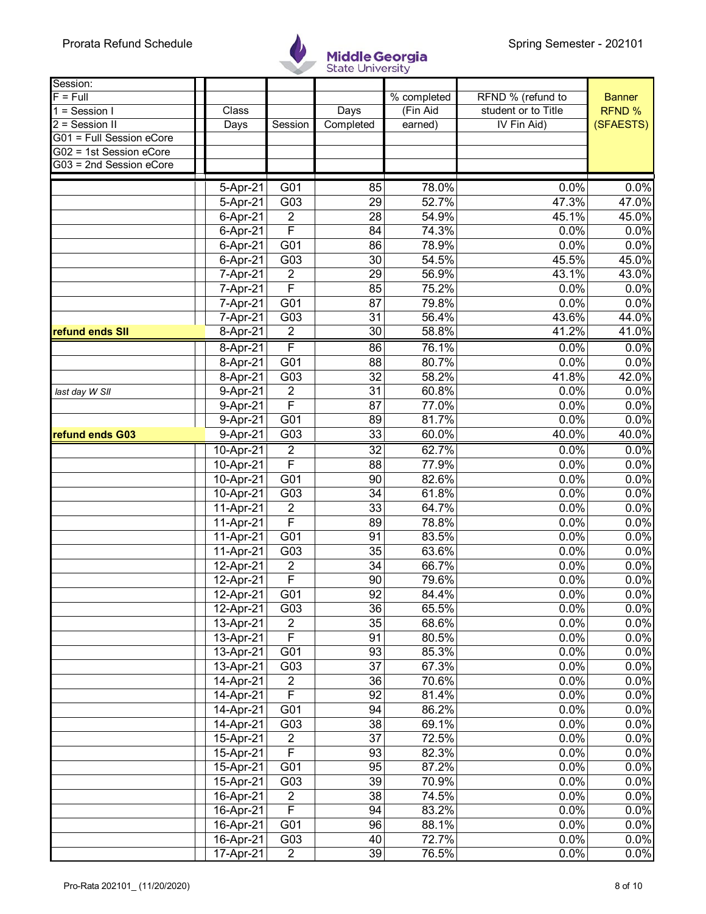Prorata Refund Schedule

Spring Semester - 202101

| Session:<br>F = Full<br>1 = Session I<br>2 = Session II<br>G01 = Full Session eCore<br>G02 = 1st Session eCore<br>G03 = 2nd Session eCore | Class Days | Session | Days Completed | % completed (Fin Aid earned) | RFND % (refund to student or to Title IV Fin Aid) | Banner RFND % (SFAESTS) |
|---|---|---|---|---|---|---|
| | 5-Apr-21 | G01 | 85 | 78.0% | 0.0% | 0.0% |
| | 5-Apr-21 | G03 | 29 | 52.7% | 47.3% | 47.0% |
| | 6-Apr-21 | 2 | 28 | 54.9% | 45.1% | 45.0% |
| | 6-Apr-21 | F | 84 | 74.3% | 0.0% | 0.0% |
| | 6-Apr-21 | G01 | 86 | 78.9% | 0.0% | 0.0% |
| | 6-Apr-21 | G03 | 30 | 54.5% | 45.5% | 45.0% |
| | 7-Apr-21 | 2 | 29 | 56.9% | 43.1% | 43.0% |
| | 7-Apr-21 | F | 85 | 75.2% | 0.0% | 0.0% |
| | 7-Apr-21 | G01 | 87 | 79.8% | 0.0% | 0.0% |
| | 7-Apr-21 | G03 | 31 | 56.4% | 43.6% | 44.0% |
| **refund ends SII** | 8-Apr-21 | 2 | 30 | 58.8% | 41.2% | 41.0% |
| | 8-Apr-21 | F | 86 | 76.1% | 0.0% | 0.0% |
| | 8-Apr-21 | G01 | 88 | 80.7% | 0.0% | 0.0% |
| | 8-Apr-21 | G03 | 32 | 58.2% | 41.8% | 42.0% |
| *last day W SII* | 9-Apr-21 | 2 | 31 | 60.8% | 0.0% | 0.0% |
| | 9-Apr-21 | F | 87 | 77.0% | 0.0% | 0.0% |
| | 9-Apr-21 | G01 | 89 | 81.7% | 0.0% | 0.0% |
| **refund ends G03** | 9-Apr-21 | G03 | 33 | 60.0% | 40.0% | 40.0% |
| | 10-Apr-21 | 2 | 32 | 62.7% | 0.0% | 0.0% |
| | 10-Apr-21 | F | 88 | 77.9% | 0.0% | 0.0% |
| | 10-Apr-21 | G01 | 90 | 82.6% | 0.0% | 0.0% |
| | 10-Apr-21 | G03 | 34 | 61.8% | 0.0% | 0.0% |
| | 11-Apr-21 | 2 | 33 | 64.7% | 0.0% | 0.0% |
| | 11-Apr-21 | F | 89 | 78.8% | 0.0% | 0.0% |
| | 11-Apr-21 | G01 | 91 | 83.5% | 0.0% | 0.0% |
| | 11-Apr-21 | G03 | 35 | 63.6% | 0.0% | 0.0% |
| | 12-Apr-21 | 2 | 34 | 66.7% | 0.0% | 0.0% |
| | 12-Apr-21 | F | 90 | 79.6% | 0.0% | 0.0% |
| | 12-Apr-21 | G01 | 92 | 84.4% | 0.0% | 0.0% |
| | 12-Apr-21 | G03 | 36 | 65.5% | 0.0% | 0.0% |
| | 13-Apr-21 | 2 | 35 | 68.6% | 0.0% | 0.0% |
| | 13-Apr-21 | F | 91 | 80.5% | 0.0% | 0.0% |
| | 13-Apr-21 | G01 | 93 | 85.3% | 0.0% | 0.0% |
| | 13-Apr-21 | G03 | 37 | 67.3% | 0.0% | 0.0% |
| | 14-Apr-21 | 2 | 36 | 70.6% | 0.0% | 0.0% |
| | 14-Apr-21 | F | 92 | 81.4% | 0.0% | 0.0% |
| | 14-Apr-21 | G01 | 94 | 86.2% | 0.0% | 0.0% |
| | 14-Apr-21 | G03 | 38 | 69.1% | 0.0% | 0.0% |
| | 15-Apr-21 | 2 | 37 | 72.5% | 0.0% | 0.0% |
| | 15-Apr-21 | F | 93 | 82.3% | 0.0% | 0.0% |
| | 15-Apr-21 | G01 | 95 | 87.2% | 0.0% | 0.0% |
| | 15-Apr-21 | G03 | 39 | 70.9% | 0.0% | 0.0% |
| | 16-Apr-21 | 2 | 38 | 74.5% | 0.0% | 0.0% |
| | 16-Apr-21 | F | 94 | 83.2% | 0.0% | 0.0% |
| | 16-Apr-21 | G01 | 96 | 88.1% | 0.0% | 0.0% |
| | 16-Apr-21 | G03 | 40 | 72.7% | 0.0% | 0.0% |
| | 17-Apr-21 | 2 | 39 | 76.5% | 0.0% | 0.0% |

Pro-Rata 202101_ (11/20/2020)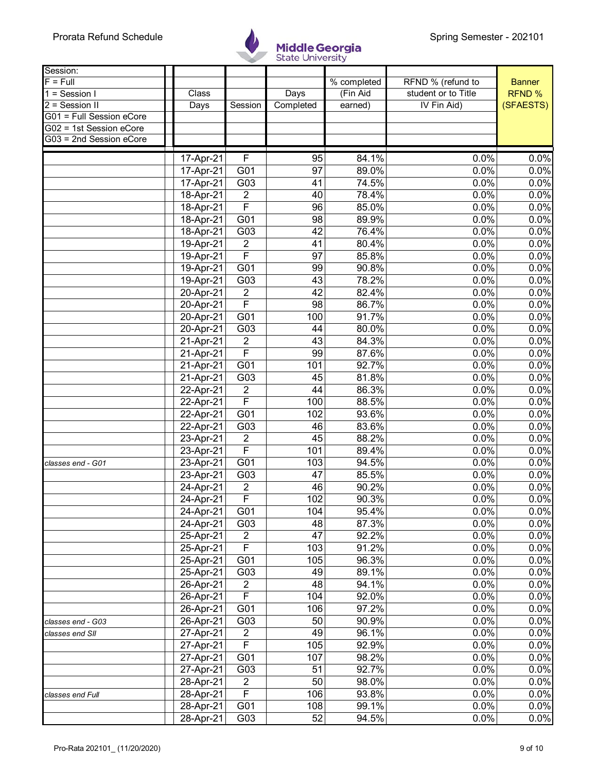Prorata Refund Schedule

**Middle Georgia State University**

Spring Semester - 202101

| Session:<br>F = Full<br>1 = Session I<br>2 = Session II<br>G01 = Full Session eCore<br>G02 = 1st Session eCore<br>G03 = 2nd Session eCore | Class Days | Session | Days Completed | % completed (Fin Aid earned) | RFND % (refund to student or to Title IV Fin Aid) | Banner RFND % (SFAESTS) |
|---|---|---|---|---|---|---|
| | 17-Apr-21 | F | 95 | 84.1% | 0.0% | 0.0% |
| | 17-Apr-21 | G01 | 97 | 89.0% | 0.0% | 0.0% |
| | 17-Apr-21 | G03 | 41 | 74.5% | 0.0% | 0.0% |
| | 18-Apr-21 | 2 | 40 | 78.4% | 0.0% | 0.0% |
| | 18-Apr-21 | F | 96 | 85.0% | 0.0% | 0.0% |
| | 18-Apr-21 | G01 | 98 | 89.9% | 0.0% | 0.0% |
| | 18-Apr-21 | G03 | 42 | 76.4% | 0.0% | 0.0% |
| | 19-Apr-21 | 2 | 41 | 80.4% | 0.0% | 0.0% |
| | 19-Apr-21 | F | 97 | 85.8% | 0.0% | 0.0% |
| | 19-Apr-21 | G01 | 99 | 90.8% | 0.0% | 0.0% |
| | 19-Apr-21 | G03 | 43 | 78.2% | 0.0% | 0.0% |
| | 20-Apr-21 | 2 | 42 | 82.4% | 0.0% | 0.0% |
| | 20-Apr-21 | F | 98 | 86.7% | 0.0% | 0.0% |
| | 20-Apr-21 | G01 | 100 | 91.7% | 0.0% | 0.0% |
| | 20-Apr-21 | G03 | 44 | 80.0% | 0.0% | 0.0% |
| | 21-Apr-21 | 2 | 43 | 84.3% | 0.0% | 0.0% |
| | 21-Apr-21 | F | 99 | 87.6% | 0.0% | 0.0% |
| | 21-Apr-21 | G01 | 101 | 92.7% | 0.0% | 0.0% |
| | 21-Apr-21 | G03 | 45 | 81.8% | 0.0% | 0.0% |
| | 22-Apr-21 | 2 | 44 | 86.3% | 0.0% | 0.0% |
| | 22-Apr-21 | F | 100 | 88.5% | 0.0% | 0.0% |
| | 22-Apr-21 | G01 | 102 | 93.6% | 0.0% | 0.0% |
| | 22-Apr-21 | G03 | 46 | 83.6% | 0.0% | 0.0% |
| | 23-Apr-21 | 2 | 45 | 88.2% | 0.0% | 0.0% |
| | 23-Apr-21 | F | 101 | 89.4% | 0.0% | 0.0% |
| *classes end - G01* | 23-Apr-21 | G01 | 103 | 94.5% | 0.0% | 0.0% |
| | 23-Apr-21 | G03 | 47 | 85.5% | 0.0% | 0.0% |
| | 24-Apr-21 | 2 | 46 | 90.2% | 0.0% | 0.0% |
| | 24-Apr-21 | F | 102 | 90.3% | 0.0% | 0.0% |
| | 24-Apr-21 | G01 | 104 | 95.4% | 0.0% | 0.0% |
| | 24-Apr-21 | G03 | 48 | 87.3% | 0.0% | 0.0% |
| | 25-Apr-21 | 2 | 47 | 92.2% | 0.0% | 0.0% |
| | 25-Apr-21 | F | 103 | 91.2% | 0.0% | 0.0% |
| | 25-Apr-21 | G01 | 105 | 96.3% | 0.0% | 0.0% |
| | 25-Apr-21 | G03 | 49 | 89.1% | 0.0% | 0.0% |
| | 26-Apr-21 | 2 | 48 | 94.1% | 0.0% | 0.0% |
| | 26-Apr-21 | F | 104 | 92.0% | 0.0% | 0.0% |
| | 26-Apr-21 | G01 | 106 | 97.2% | 0.0% | 0.0% |
| *classes end - G03* | 26-Apr-21 | G03 | 50 | 90.9% | 0.0% | 0.0% |
| *classes end SII* | 27-Apr-21 | 2 | 49 | 96.1% | 0.0% | 0.0% |
| | 27-Apr-21 | F | 105 | 92.9% | 0.0% | 0.0% |
| | 27-Apr-21 | G01 | 107 | 98.2% | 0.0% | 0.0% |
| | 27-Apr-21 | G03 | 51 | 92.7% | 0.0% | 0.0% |
| | 28-Apr-21 | 2 | 50 | 98.0% | 0.0% | 0.0% |
| *classes end Full* | 28-Apr-21 | F | 106 | 93.8% | 0.0% | 0.0% |
| | 28-Apr-21 | G01 | 108 | 99.1% | 0.0% | 0.0% |
| | 28-Apr-21 | G03 | 52 | 94.5% | 0.0% | 0.0% |

Pro-Rata 202101_ (11/20/2020)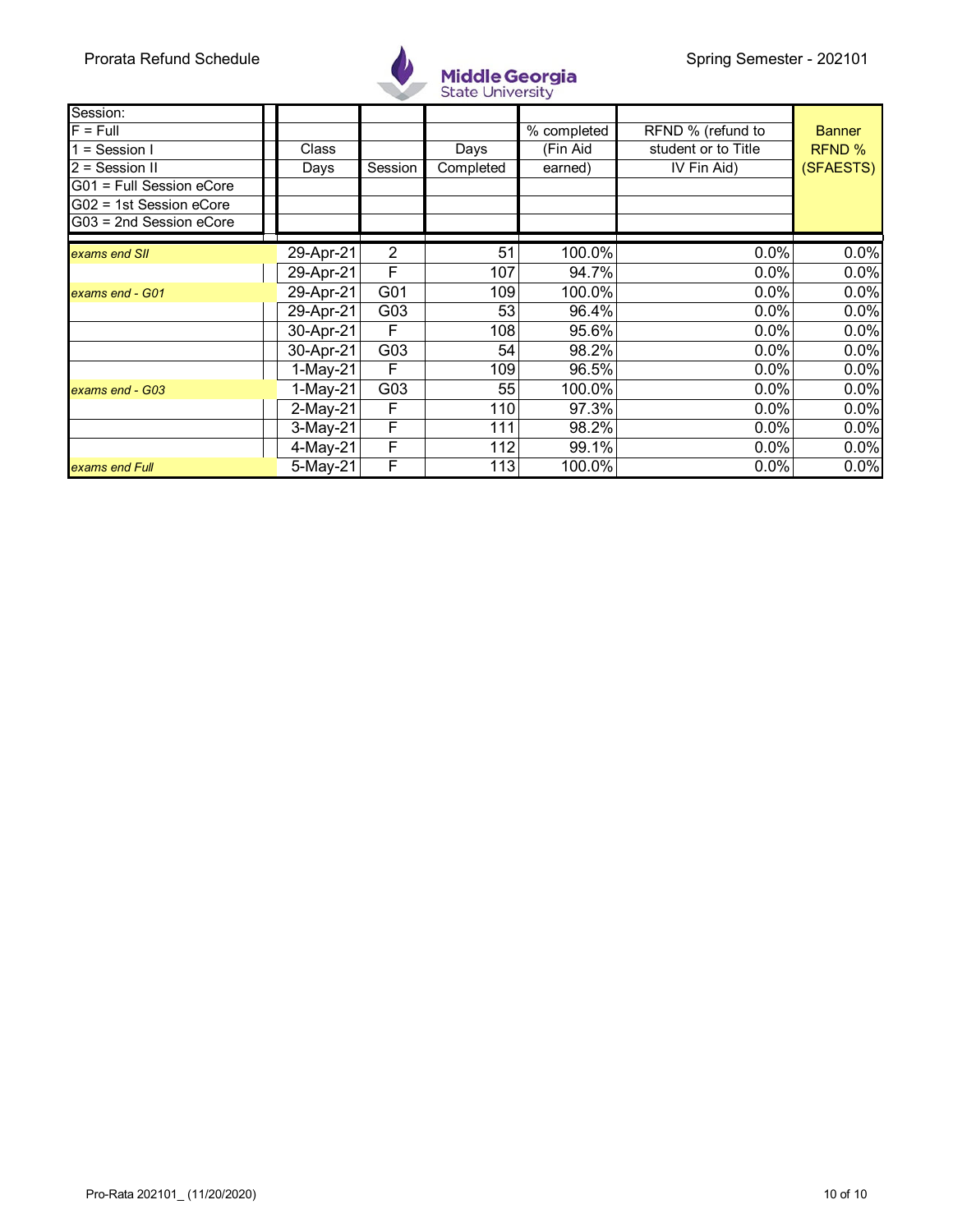Prorata Refund Schedule

Middle Georgia State University

Spring Semester - 202101

| Session: F = Full; 1 = Session I; 2 = Session II; G01 = Full Session eCore; G02 = 1st Session eCore; G03 = 2nd Session eCore | Class Days | Session | Days Completed | % completed (Fin Aid earned) | RFND % (refund to student or to Title IV Fin Aid) | Banner RFND % (SFAESTS) |
|---|---|---|---|---|---|---|
| *exams end SII* | 29-Apr-21 | 2 | 51 | 100.0% | 0.0% | 0.0% |
| | 29-Apr-21 | F | 107 | 94.7% | 0.0% | 0.0% |
| *exams end - G01* | 29-Apr-21 | G01 | 109 | 100.0% | 0.0% | 0.0% |
| | 29-Apr-21 | G03 | 53 | 96.4% | 0.0% | 0.0% |
| | 30-Apr-21 | F | 108 | 95.6% | 0.0% | 0.0% |
| | 30-Apr-21 | G03 | 54 | 98.2% | 0.0% | 0.0% |
| | 1-May-21 | F | 109 | 96.5% | 0.0% | 0.0% |
| *exams end - G03* | 1-May-21 | G03 | 55 | 100.0% | 0.0% | 0.0% |
| | 2-May-21 | F | 110 | 97.3% | 0.0% | 0.0% |
| | 3-May-21 | F | 111 | 98.2% | 0.0% | 0.0% |
| | 4-May-21 | F | 112 | 99.1% | 0.0% | 0.0% |
| *exams end Full* | 5-May-21 | F | 113 | 100.0% | 0.0% | 0.0% |

Pro-Rata 202101_ (11/20/2020)